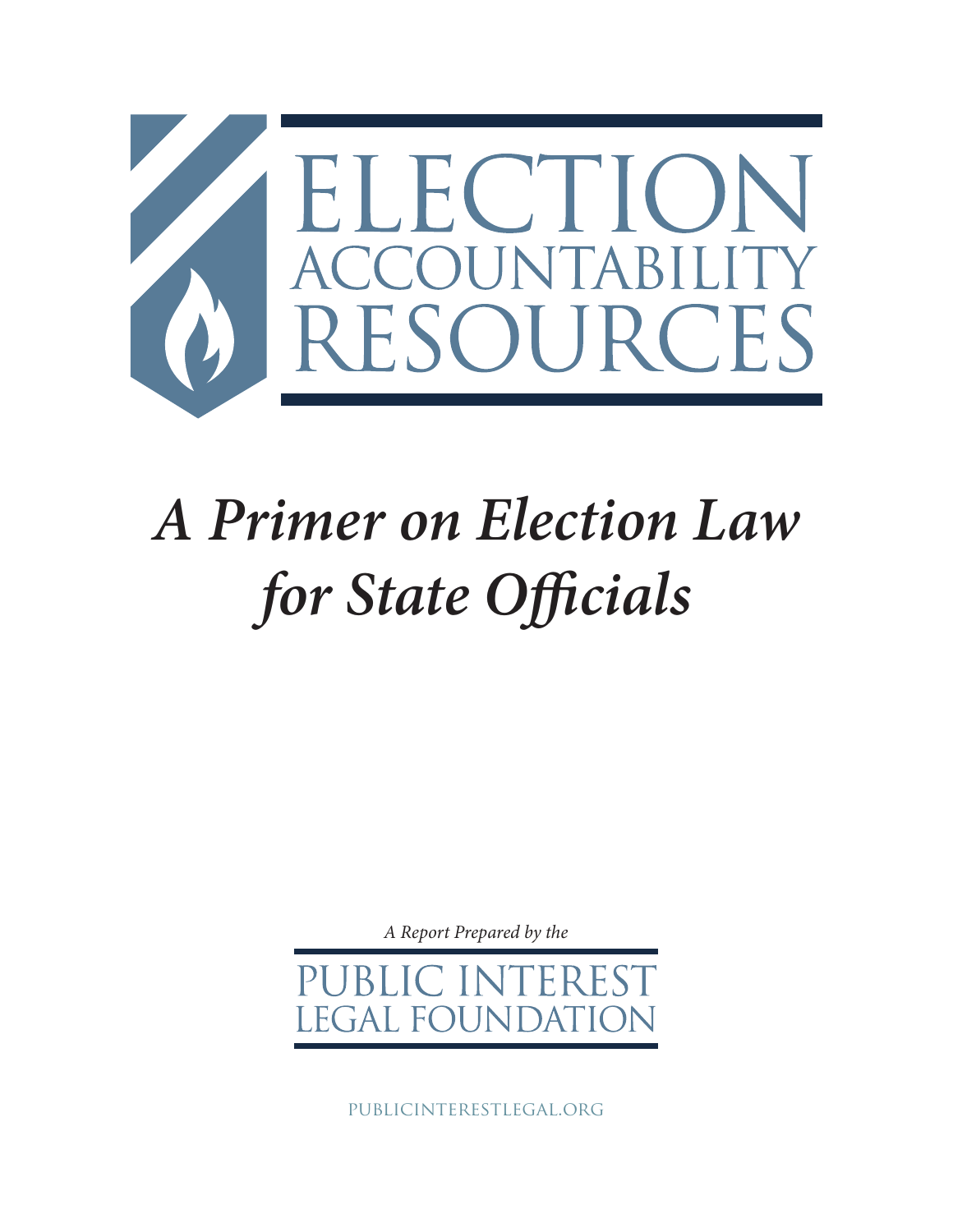ELECTION ACCOUNTABILITY RESOURCES

# *A Primer on Election Law for State Officials*

*A Report Prepared by the*

PUBLIC INTEREST LEGAL FOUNDATION

PUBLICINTERESTLEGAL.ORG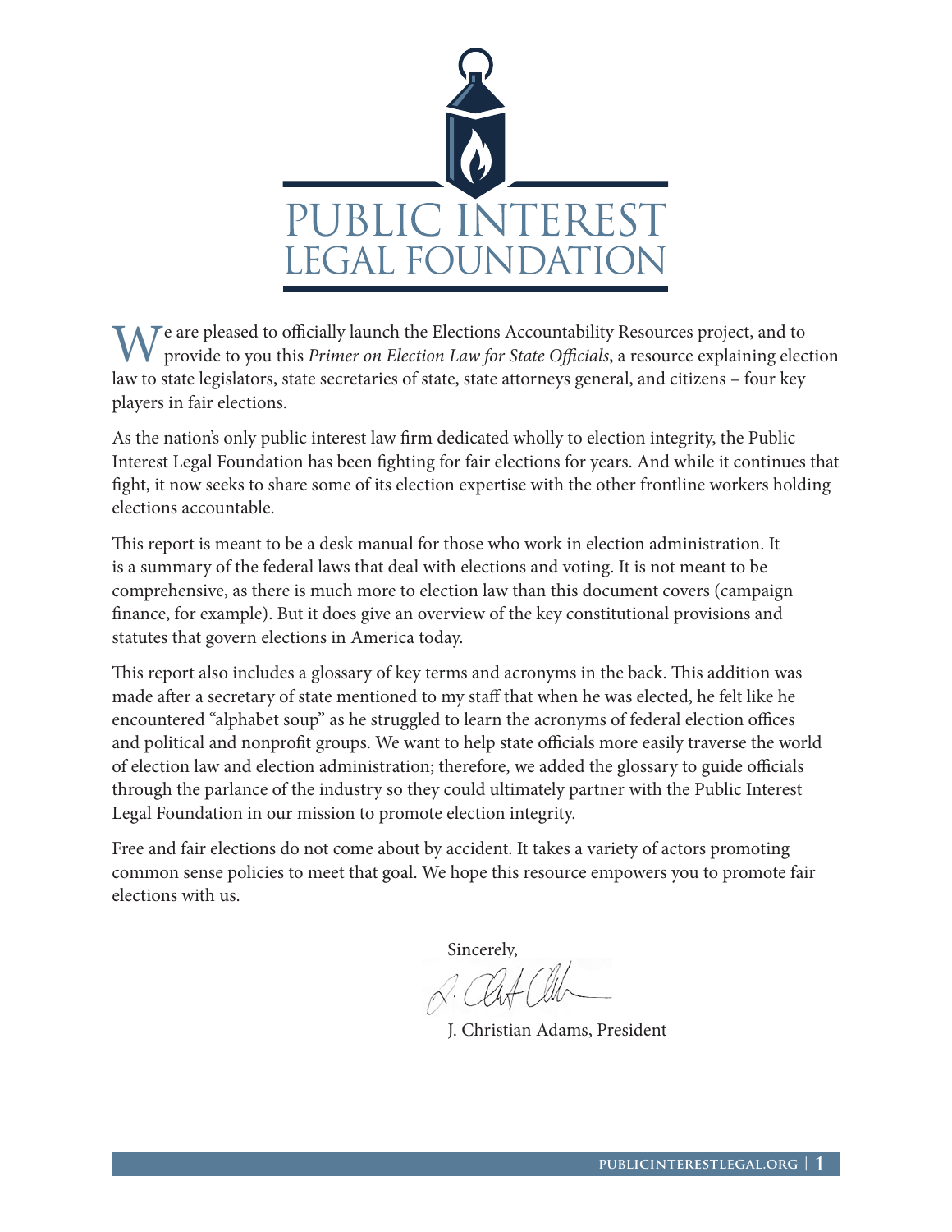PUBLIC INTEREST LEGAL FOUNDATION

We are pleased to officially launch the Elections Accountability Resources project, and to provide to you this *Primer on Election Law for State Officials*, a resource explaining election law to state legislators, state secretaries of state, state attorneys general, and citizens – four key players in fair elections.

As the nation's only public interest law firm dedicated wholly to election integrity, the Public Interest Legal Foundation has been fighting for fair elections for years. And while it continues that fight, it now seeks to share some of its election expertise with the other frontline workers holding elections accountable.

This report is meant to be a desk manual for those who work in election administration. It is a summary of the federal laws that deal with elections and voting. It is not meant to be comprehensive, as there is much more to election law than this document covers (campaign finance, for example). But it does give an overview of the key constitutional provisions and statutes that govern elections in America today.

This report also includes a glossary of key terms and acronyms in the back. This addition was made after a secretary of state mentioned to my staff that when he was elected, he felt like he encountered "alphabet soup" as he struggled to learn the acronyms of federal election offices and political and nonprofit groups. We want to help state officials more easily traverse the world of election law and election administration; therefore, we added the glossary to guide officials through the parlance of the industry so they could ultimately partner with the Public Interest Legal Foundation in our mission to promote election integrity.

Free and fair elections do not come about by accident. It takes a variety of actors promoting common sense policies to meet that goal. We hope this resource empowers you to promote fair elections with us.

Sincerely,

J. Christian Adams, President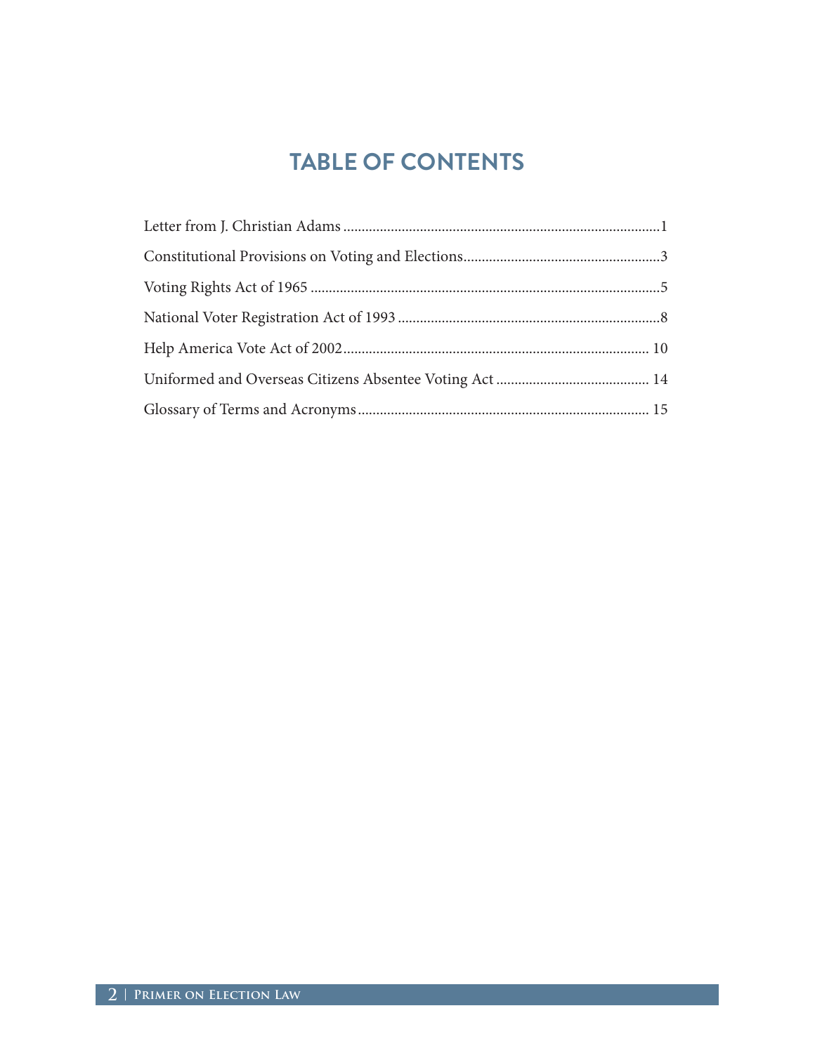# TABLE OF CONTENTS

Letter from J. Christian Adams ........................................................................................1

Constitutional Provisions on Voting and Elections......................................................3

Voting Rights Act of 1965 ..................................................................................................5

National Voter Registration Act of 1993 ........................................................................8

Help America Vote Act of 2002...................................................................................... 10

Uniformed and Overseas Citizens Absentee Voting Act .......................................... 14

Glossary of Terms and Acronyms ................................................................................. 15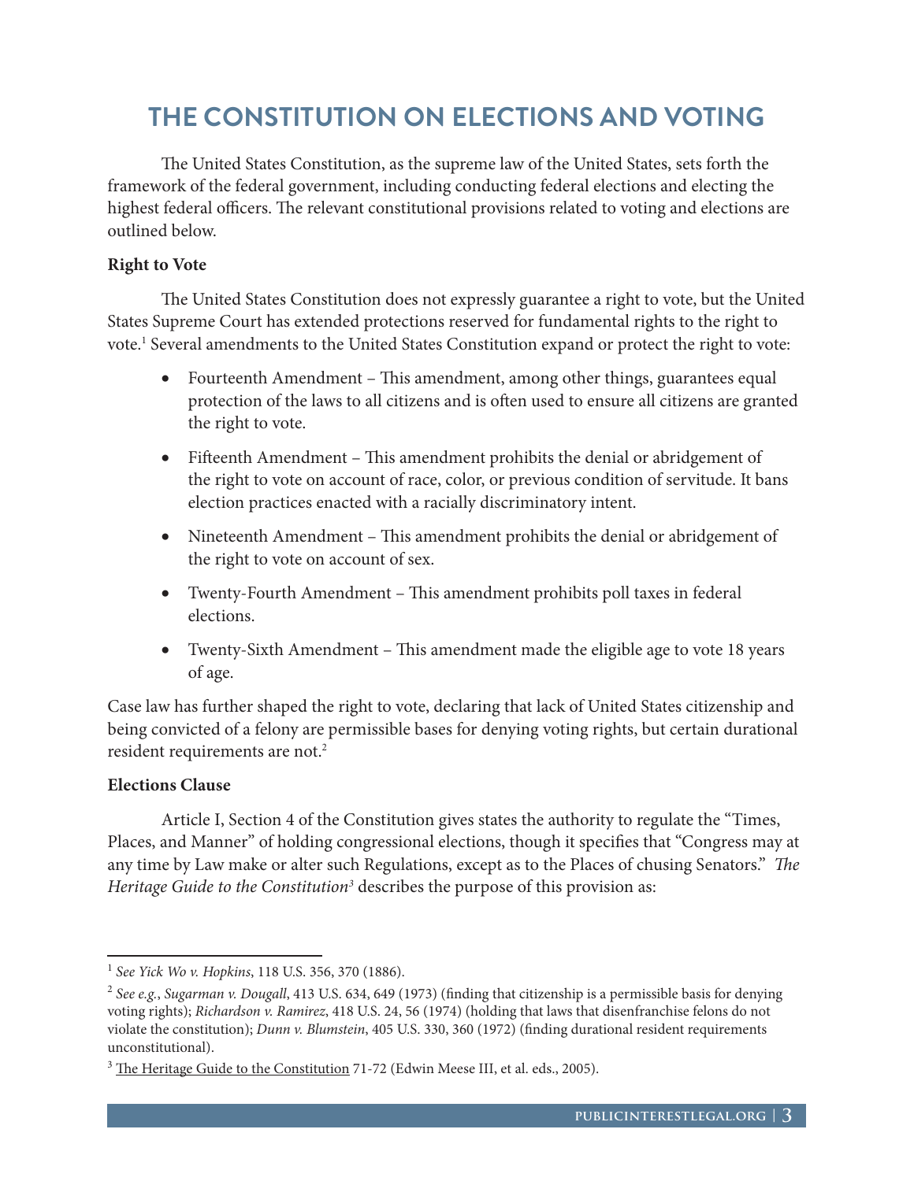# THE CONSTITUTION ON ELECTIONS AND VOTING

The United States Constitution, as the supreme law of the United States, sets forth the framework of the federal government, including conducting federal elections and electing the highest federal officers. The relevant constitutional provisions related to voting and elections are outlined below.

**Right to Vote**

The United States Constitution does not expressly guarantee a right to vote, but the United States Supreme Court has extended protections reserved for fundamental rights to the right to vote.[1] Several amendments to the United States Constitution expand or protect the right to vote:

- Fourteenth Amendment – This amendment, among other things, guarantees equal protection of the laws to all citizens and is often used to ensure all citizens are granted the right to vote.
- Fifteenth Amendment – This amendment prohibits the denial or abridgement of the right to vote on account of race, color, or previous condition of servitude. It bans election practices enacted with a racially discriminatory intent.
- Nineteenth Amendment – This amendment prohibits the denial or abridgement of the right to vote on account of sex.
- Twenty-Fourth Amendment – This amendment prohibits poll taxes in federal elections.
- Twenty-Sixth Amendment – This amendment made the eligible age to vote 18 years of age.

Case law has further shaped the right to vote, declaring that lack of United States citizenship and being convicted of a felony are permissible bases for denying voting rights, but certain durational resident requirements are not.[2]

**Elections Clause**

Article I, Section 4 of the Constitution gives states the authority to regulate the "Times, Places, and Manner" of holding congressional elections, though it specifies that "Congress may at any time by Law make or alter such Regulations, except as to the Places of chusing Senators." *The Heritage Guide to the Constitution*[3] describes the purpose of this provision as:

---

[1] *See Yick Wo v. Hopkins*, 118 U.S. 356, 370 (1886).

[2] *See e.g.*, *Sugarman v. Dougall*, 413 U.S. 634, 649 (1973) (finding that citizenship is a permissible basis for denying voting rights); *Richardson v. Ramirez*, 418 U.S. 24, 56 (1974) (holding that laws that disenfranchise felons do not violate the constitution); *Dunn v. Blumstein*, 405 U.S. 330, 360 (1972) (finding durational resident requirements unconstitutional).

[3] The Heritage Guide to the Constitution 71-72 (Edwin Meese III, et al. eds., 2005).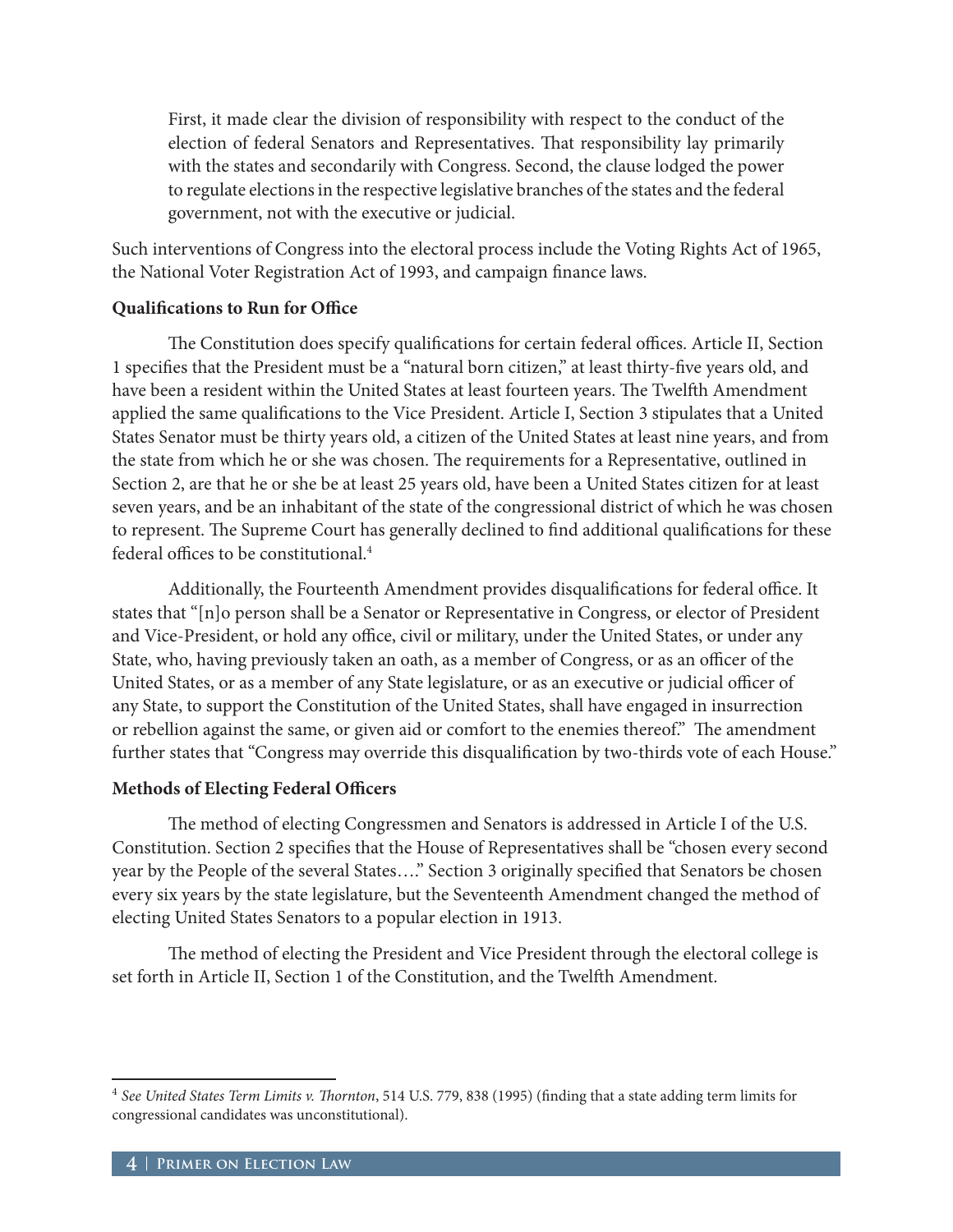> First, it made clear the division of responsibility with respect to the conduct of the election of federal Senators and Representatives. That responsibility lay primarily with the states and secondarily with Congress. Second, the clause lodged the power to regulate elections in the respective legislative branches of the states and the federal government, not with the executive or judicial.

Such interventions of Congress into the electoral process include the Voting Rights Act of 1965, the National Voter Registration Act of 1993, and campaign finance laws.

**Qualifications to Run for Office**

The Constitution does specify qualifications for certain federal offices. Article II, Section 1 specifies that the President must be a "natural born citizen," at least thirty-five years old, and have been a resident within the United States at least fourteen years. The Twelfth Amendment applied the same qualifications to the Vice President. Article I, Section 3 stipulates that a United States Senator must be thirty years old, a citizen of the United States at least nine years, and from the state from which he or she was chosen. The requirements for a Representative, outlined in Section 2, are that he or she be at least 25 years old, have been a United States citizen for at least seven years, and be an inhabitant of the state of the congressional district of which he was chosen to represent. The Supreme Court has generally declined to find additional qualifications for these federal offices to be constitutional.[4]

Additionally, the Fourteenth Amendment provides disqualifications for federal office. It states that "[n]o person shall be a Senator or Representative in Congress, or elector of President and Vice-President, or hold any office, civil or military, under the United States, or under any State, who, having previously taken an oath, as a member of Congress, or as an officer of the United States, or as a member of any State legislature, or as an executive or judicial officer of any State, to support the Constitution of the United States, shall have engaged in insurrection or rebellion against the same, or given aid or comfort to the enemies thereof." The amendment further states that "Congress may override this disqualification by two-thirds vote of each House."

**Methods of Electing Federal Officers**

The method of electing Congressmen and Senators is addressed in Article I of the U.S. Constitution. Section 2 specifies that the House of Representatives shall be "chosen every second year by the People of the several States…." Section 3 originally specified that Senators be chosen every six years by the state legislature, but the Seventeenth Amendment changed the method of electing United States Senators to a popular election in 1913.

The method of electing the President and Vice President through the electoral college is set forth in Article II, Section 1 of the Constitution, and the Twelfth Amendment.

---

[4] *See United States Term Limits v. Thornton*, 514 U.S. 779, 838 (1995) (finding that a state adding term limits for congressional candidates was unconstitutional).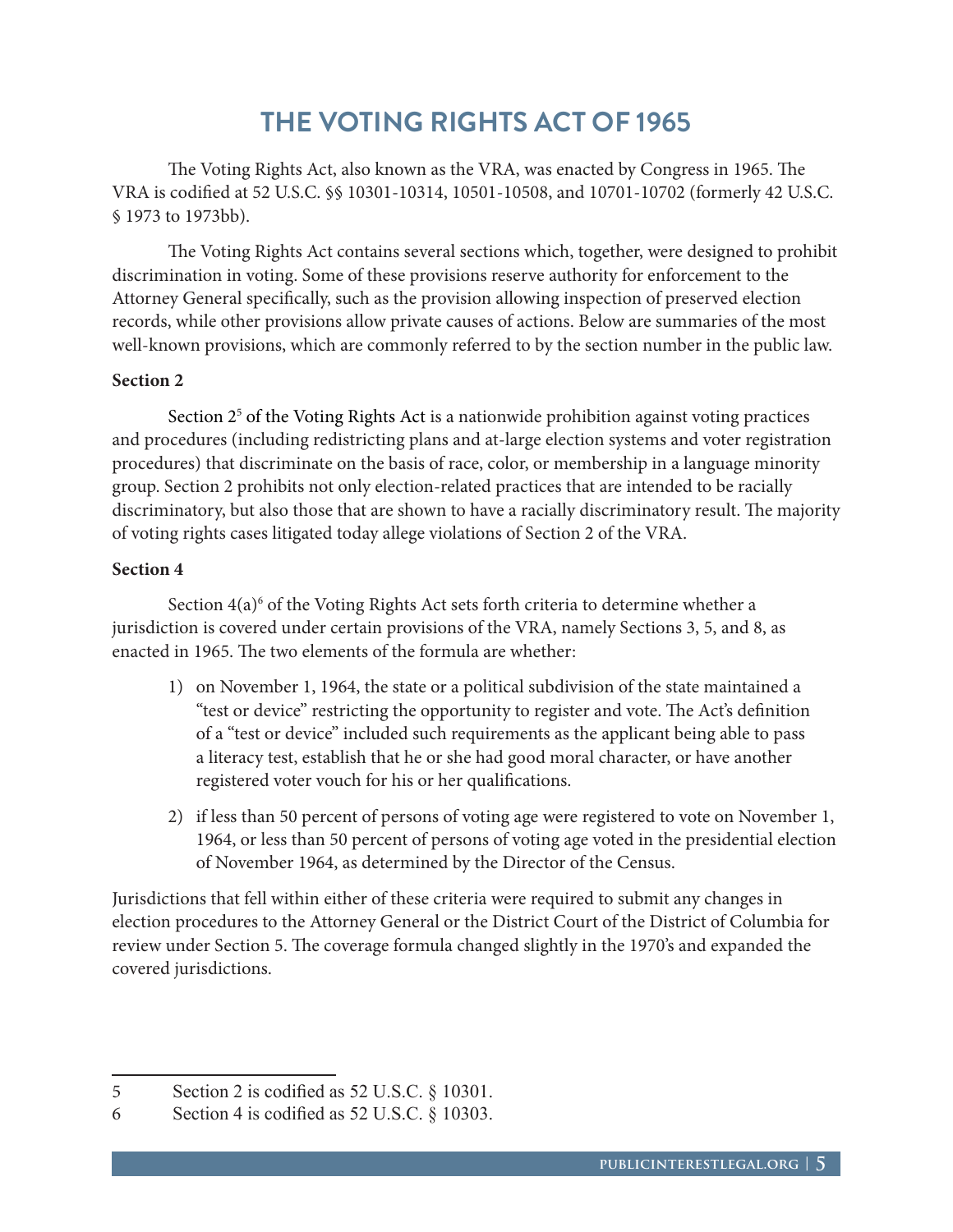# THE VOTING RIGHTS ACT OF 1965

The Voting Rights Act, also known as the VRA, was enacted by Congress in 1965. The VRA is codified at 52 U.S.C. §§ 10301-10314, 10501-10508, and 10701-10702 (formerly 42 U.S.C. § 1973 to 1973bb).

The Voting Rights Act contains several sections which, together, were designed to prohibit discrimination in voting. Some of these provisions reserve authority for enforcement to the Attorney General specifically, such as the provision allowing inspection of preserved election records, while other provisions allow private causes of actions. Below are summaries of the most well-known provisions, which are commonly referred to by the section number in the public law.

**Section 2**

Section 2[5] of the Voting Rights Act is a nationwide prohibition against voting practices and procedures (including redistricting plans and at-large election systems and voter registration procedures) that discriminate on the basis of race, color, or membership in a language minority group. Section 2 prohibits not only election-related practices that are intended to be racially discriminatory, but also those that are shown to have a racially discriminatory result. The majority of voting rights cases litigated today allege violations of Section 2 of the VRA.

**Section 4**

Section 4(a)[6] of the Voting Rights Act sets forth criteria to determine whether a jurisdiction is covered under certain provisions of the VRA, namely Sections 3, 5, and 8, as enacted in 1965. The two elements of the formula are whether:

1) on November 1, 1964, the state or a political subdivision of the state maintained a "test or device" restricting the opportunity to register and vote. The Act's definition of a "test or device" included such requirements as the applicant being able to pass a literacy test, establish that he or she had good moral character, or have another registered voter vouch for his or her qualifications.

2) if less than 50 percent of persons of voting age were registered to vote on November 1, 1964, or less than 50 percent of persons of voting age voted in the presidential election of November 1964, as determined by the Director of the Census.

Jurisdictions that fell within either of these criteria were required to submit any changes in election procedures to the Attorney General or the District Court of the District of Columbia for review under Section 5. The coverage formula changed slightly in the 1970's and expanded the covered jurisdictions.

---

5 Section 2 is codified as 52 U.S.C. § 10301.

6 Section 4 is codified as 52 U.S.C. § 10303.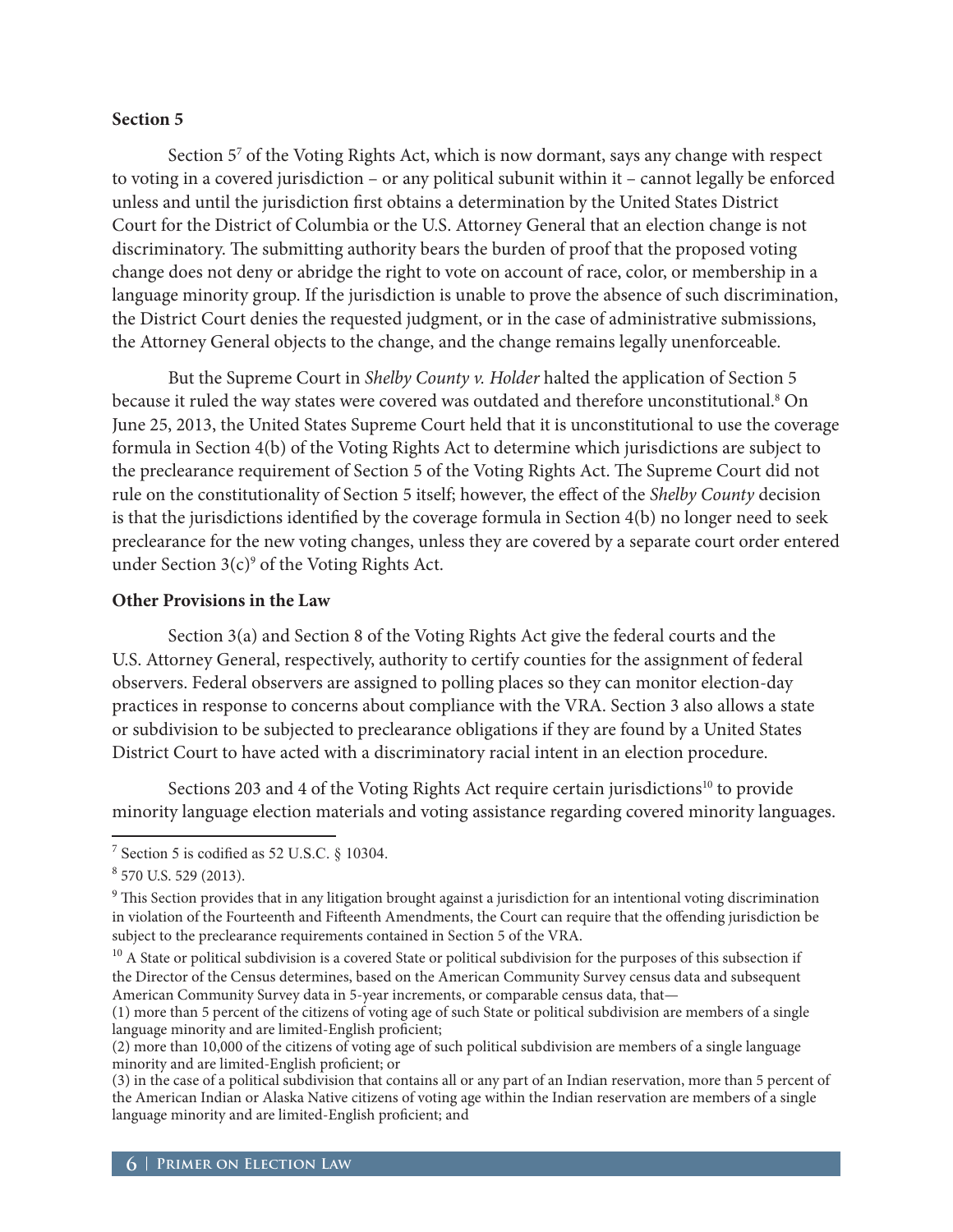**Section 5**

Section 5[7] of the Voting Rights Act, which is now dormant, says any change with respect to voting in a covered jurisdiction – or any political subunit within it – cannot legally be enforced unless and until the jurisdiction first obtains a determination by the United States District Court for the District of Columbia or the U.S. Attorney General that an election change is not discriminatory. The submitting authority bears the burden of proof that the proposed voting change does not deny or abridge the right to vote on account of race, color, or membership in a language minority group. If the jurisdiction is unable to prove the absence of such discrimination, the District Court denies the requested judgment, or in the case of administrative submissions, the Attorney General objects to the change, and the change remains legally unenforceable.

But the Supreme Court in *Shelby County v. Holder* halted the application of Section 5 because it ruled the way states were covered was outdated and therefore unconstitutional.[8] On June 25, 2013, the United States Supreme Court held that it is unconstitutional to use the coverage formula in Section 4(b) of the Voting Rights Act to determine which jurisdictions are subject to the preclearance requirement of Section 5 of the Voting Rights Act. The Supreme Court did not rule on the constitutionality of Section 5 itself; however, the effect of the *Shelby County* decision is that the jurisdictions identified by the coverage formula in Section 4(b) no longer need to seek preclearance for the new voting changes, unless they are covered by a separate court order entered under Section 3(c)[9] of the Voting Rights Act.

**Other Provisions in the Law**

Section 3(a) and Section 8 of the Voting Rights Act give the federal courts and the U.S. Attorney General, respectively, authority to certify counties for the assignment of federal observers. Federal observers are assigned to polling places so they can monitor election-day practices in response to concerns about compliance with the VRA. Section 3 also allows a state or subdivision to be subjected to preclearance obligations if they are found by a United States District Court to have acted with a discriminatory racial intent in an election procedure.

Sections 203 and 4 of the Voting Rights Act require certain jurisdictions[10] to provide minority language election materials and voting assistance regarding covered minority languages.

---

[7] Section 5 is codified as 52 U.S.C. § 10304.

[8] 570 U.S. 529 (2013).

[9] This Section provides that in any litigation brought against a jurisdiction for an intentional voting discrimination in violation of the Fourteenth and Fifteenth Amendments, the Court can require that the offending jurisdiction be subject to the preclearance requirements contained in Section 5 of the VRA.

[10] A State or political subdivision is a covered State or political subdivision for the purposes of this subsection if the Director of the Census determines, based on the American Community Survey census data and subsequent American Community Survey data in 5-year increments, or comparable census data, that—
(1) more than 5 percent of the citizens of voting age of such State or political subdivision are members of a single language minority and are limited-English proficient;
(2) more than 10,000 of the citizens of voting age of such political subdivision are members of a single language minority and are limited-English proficient; or
(3) in the case of a political subdivision that contains all or any part of an Indian reservation, more than 5 percent of the American Indian or Alaska Native citizens of voting age within the Indian reservation are members of a single language minority and are limited-English proficient; and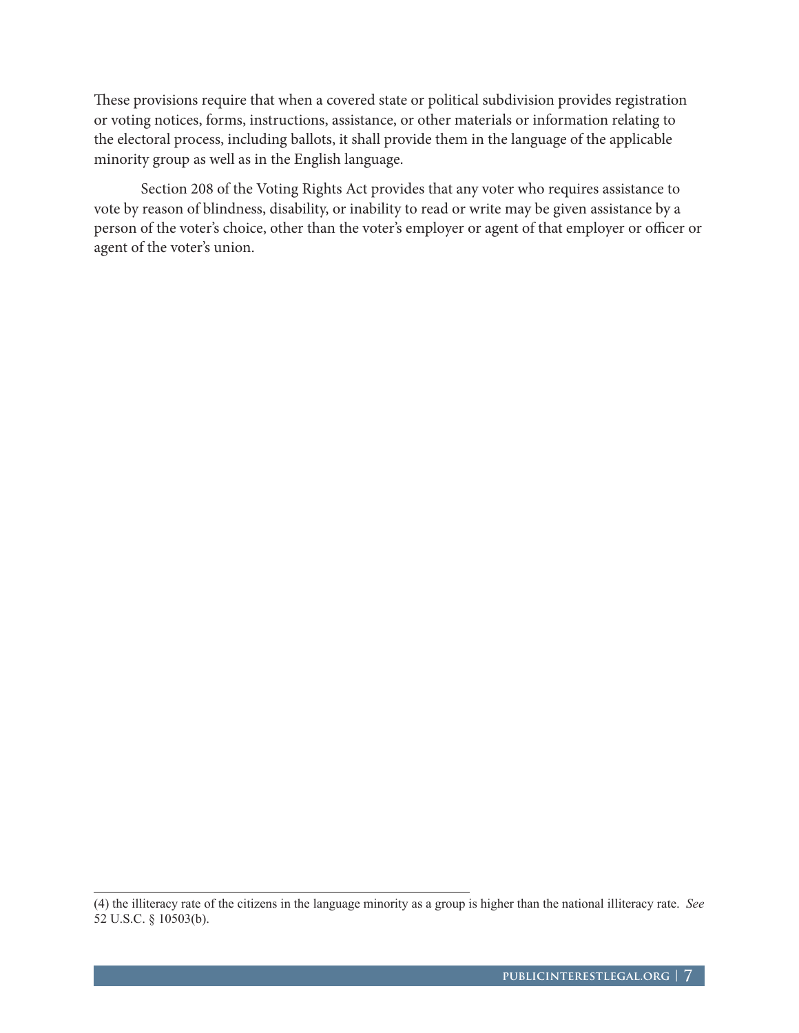These provisions require that when a covered state or political subdivision provides registration or voting notices, forms, instructions, assistance, or other materials or information relating to the electoral process, including ballots, it shall provide them in the language of the applicable minority group as well as in the English language.

Section 208 of the Voting Rights Act provides that any voter who requires assistance to vote by reason of blindness, disability, or inability to read or write may be given assistance by a person of the voter's choice, other than the voter's employer or agent of that employer or officer or agent of the voter's union.

---

(4) the illiteracy rate of the citizens in the language minority as a group is higher than the national illiteracy rate. *See* 52 U.S.C. § 10503(b).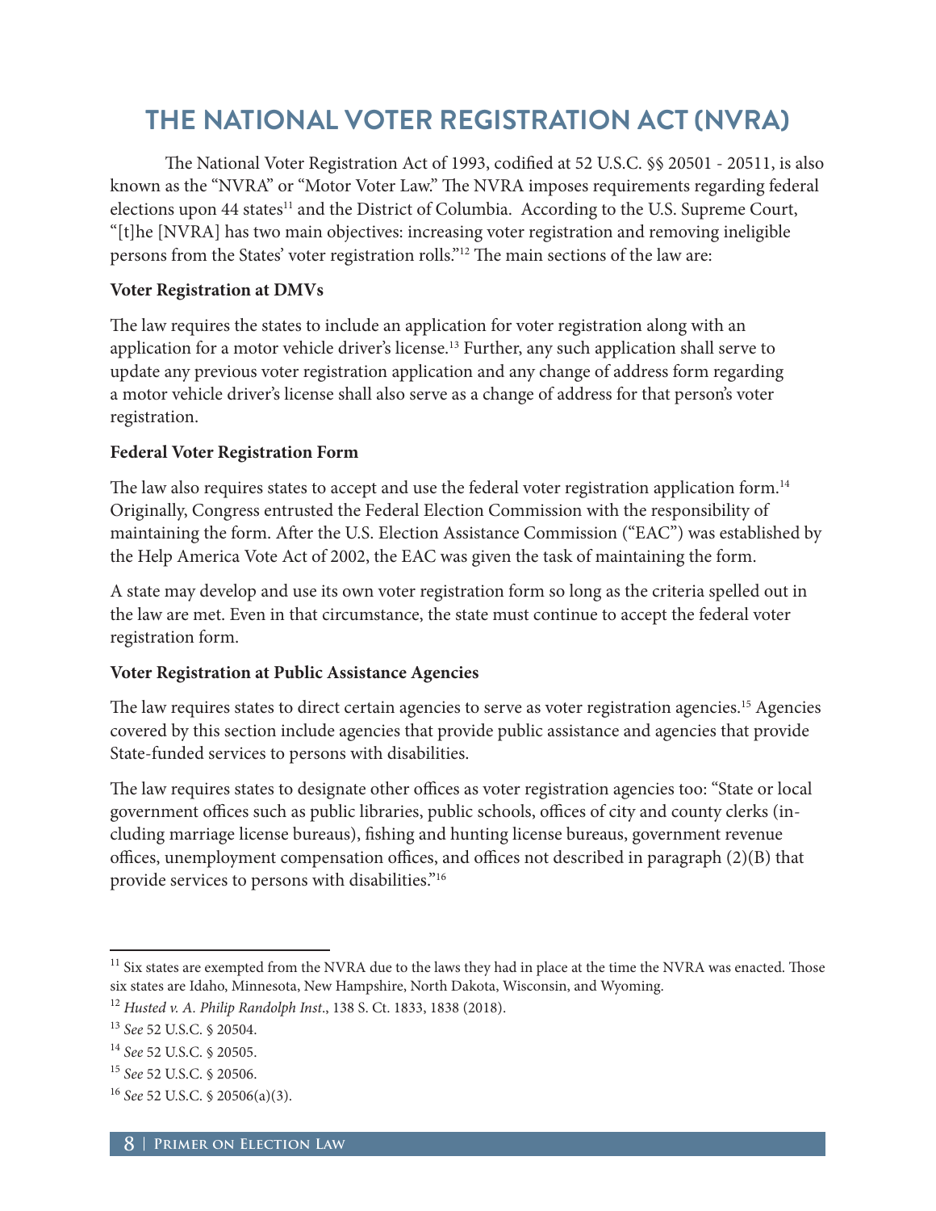# THE NATIONAL VOTER REGISTRATION ACT (NVRA)

The National Voter Registration Act of 1993, codified at 52 U.S.C. §§ 20501 - 20511, is also known as the "NVRA" or "Motor Voter Law." The NVRA imposes requirements regarding federal elections upon 44 states[11] and the District of Columbia. According to the U.S. Supreme Court, "[t]he [NVRA] has two main objectives: increasing voter registration and removing ineligible persons from the States' voter registration rolls."[12] The main sections of the law are:

**Voter Registration at DMVs**

The law requires the states to include an application for voter registration along with an application for a motor vehicle driver's license.[13] Further, any such application shall serve to update any previous voter registration application and any change of address form regarding a motor vehicle driver's license shall also serve as a change of address for that person's voter registration.

**Federal Voter Registration Form**

The law also requires states to accept and use the federal voter registration application form.[14] Originally, Congress entrusted the Federal Election Commission with the responsibility of maintaining the form. After the U.S. Election Assistance Commission ("EAC") was established by the Help America Vote Act of 2002, the EAC was given the task of maintaining the form.

A state may develop and use its own voter registration form so long as the criteria spelled out in the law are met. Even in that circumstance, the state must continue to accept the federal voter registration form.

**Voter Registration at Public Assistance Agencies**

The law requires states to direct certain agencies to serve as voter registration agencies.[15] Agencies covered by this section include agencies that provide public assistance and agencies that provide State-funded services to persons with disabilities.

The law requires states to designate other offices as voter registration agencies too: "State or local government offices such as public libraries, public schools, offices of city and county clerks (including marriage license bureaus), fishing and hunting license bureaus, government revenue offices, unemployment compensation offices, and offices not described in paragraph (2)(B) that provide services to persons with disabilities."[16]

---

[11] Six states are exempted from the NVRA due to the laws they had in place at the time the NVRA was enacted. Those six states are Idaho, Minnesota, New Hampshire, North Dakota, Wisconsin, and Wyoming.

[12] *Husted v. A. Philip Randolph Inst*., 138 S. Ct. 1833, 1838 (2018).

[13] *See* 52 U.S.C. § 20504.

[14] *See* 52 U.S.C. § 20505.

[15] *See* 52 U.S.C. § 20506.

[16] *See* 52 U.S.C. § 20506(a)(3).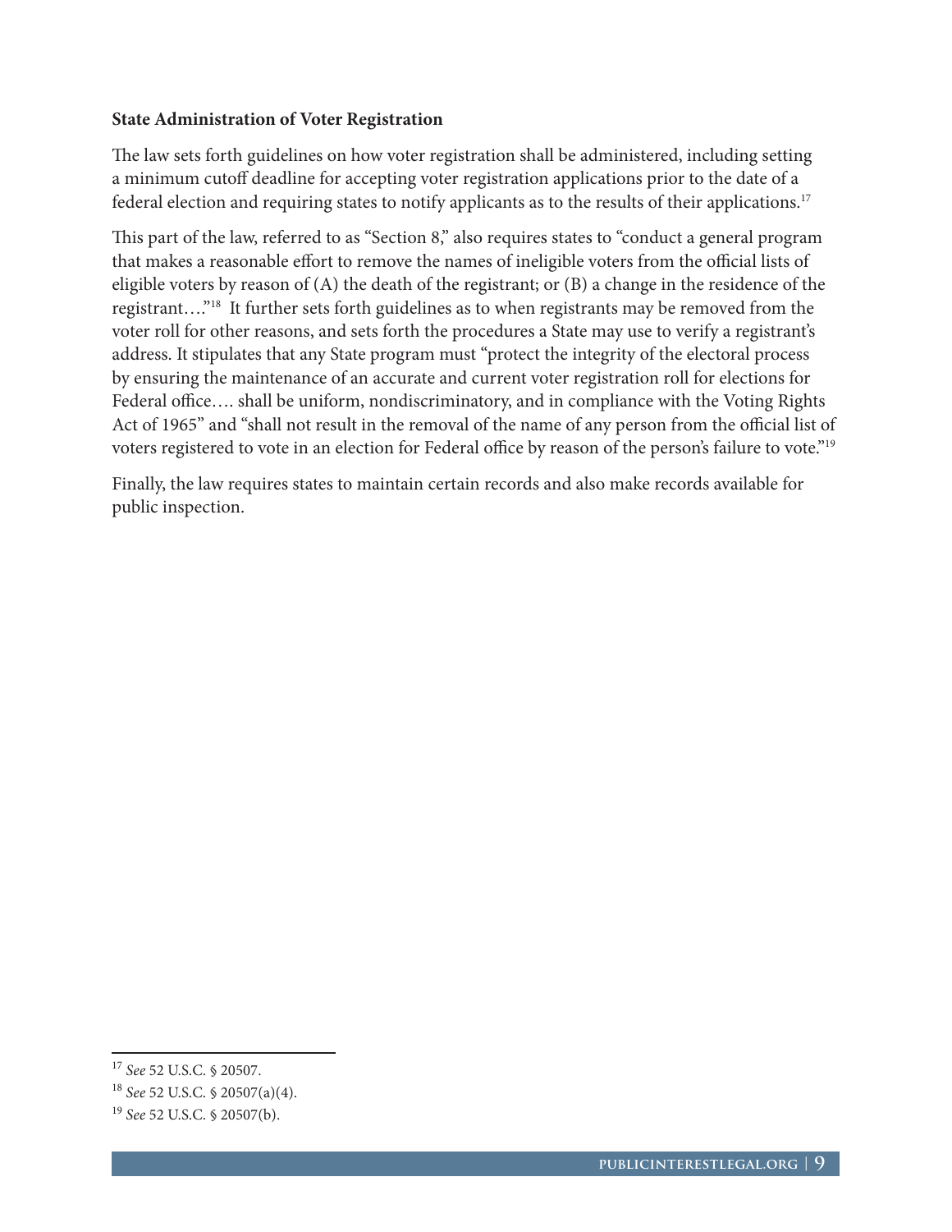**State Administration of Voter Registration**

The law sets forth guidelines on how voter registration shall be administered, including setting a minimum cutoff deadline for accepting voter registration applications prior to the date of a federal election and requiring states to notify applicants as to the results of their applications.[17]

This part of the law, referred to as "Section 8," also requires states to "conduct a general program that makes a reasonable effort to remove the names of ineligible voters from the official lists of eligible voters by reason of (A) the death of the registrant; or (B) a change in the residence of the registrant…."[18] It further sets forth guidelines as to when registrants may be removed from the voter roll for other reasons, and sets forth the procedures a State may use to verify a registrant's address. It stipulates that any State program must "protect the integrity of the electoral process by ensuring the maintenance of an accurate and current voter registration roll for elections for Federal office…. shall be uniform, nondiscriminatory, and in compliance with the Voting Rights Act of 1965" and "shall not result in the removal of the name of any person from the official list of voters registered to vote in an election for Federal office by reason of the person's failure to vote."[19]

Finally, the law requires states to maintain certain records and also make records available for public inspection.

---

[17] *See* 52 U.S.C. § 20507.

[18] *See* 52 U.S.C. § 20507(a)(4).

[19] *See* 52 U.S.C. § 20507(b).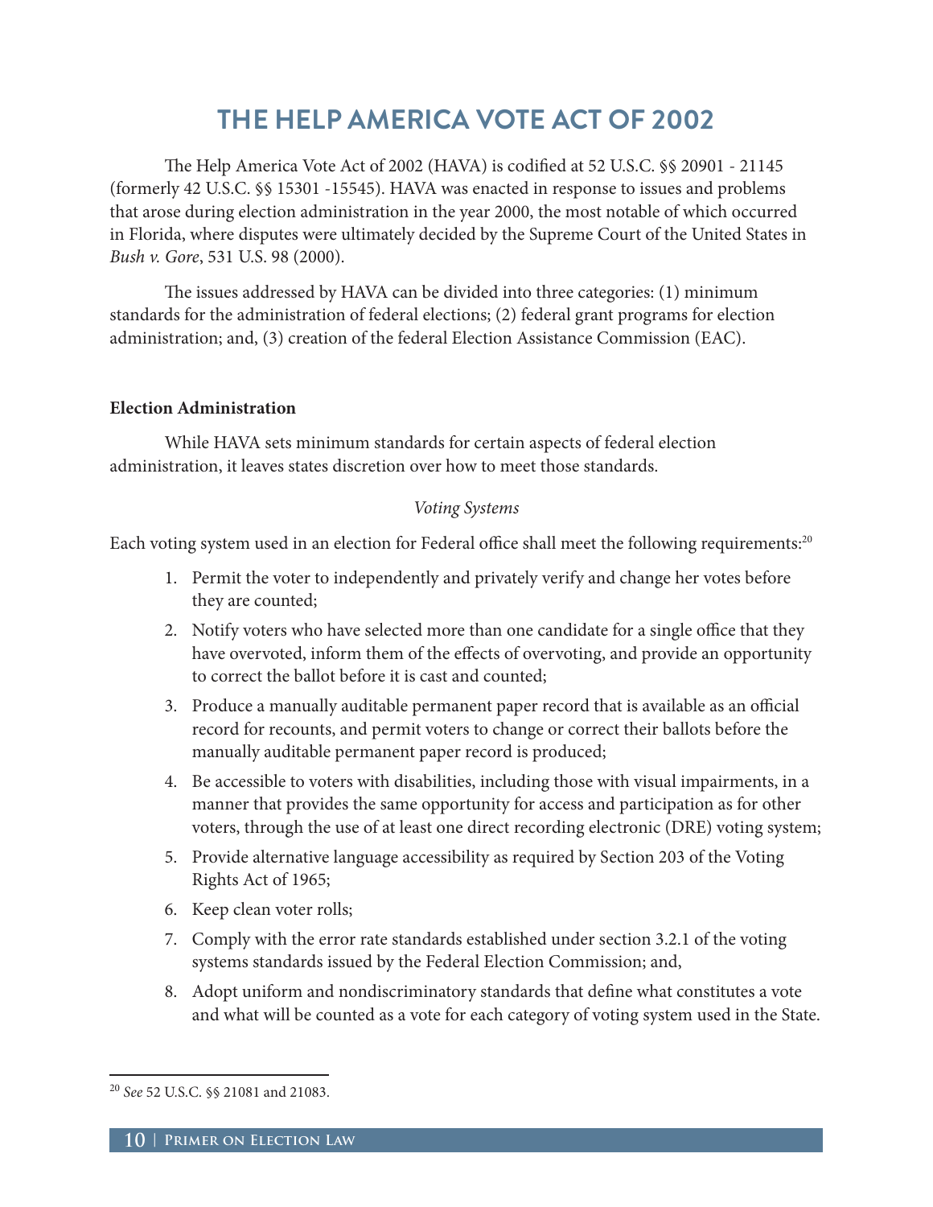# THE HELP AMERICA VOTE ACT OF 2002

The Help America Vote Act of 2002 (HAVA) is codified at 52 U.S.C. §§ 20901 - 21145 (formerly 42 U.S.C. §§ 15301 -15545). HAVA was enacted in response to issues and problems that arose during election administration in the year 2000, the most notable of which occurred in Florida, where disputes were ultimately decided by the Supreme Court of the United States in *Bush v. Gore*, 531 U.S. 98 (2000).

The issues addressed by HAVA can be divided into three categories: (1) minimum standards for the administration of federal elections; (2) federal grant programs for election administration; and, (3) creation of the federal Election Assistance Commission (EAC).

**Election Administration**

While HAVA sets minimum standards for certain aspects of federal election administration, it leaves states discretion over how to meet those standards.

*Voting Systems*

Each voting system used in an election for Federal office shall meet the following requirements:[20]

1. Permit the voter to independently and privately verify and change her votes before they are counted;
2. Notify voters who have selected more than one candidate for a single office that they have overvoted, inform them of the effects of overvoting, and provide an opportunity to correct the ballot before it is cast and counted;
3. Produce a manually auditable permanent paper record that is available as an official record for recounts, and permit voters to change or correct their ballots before the manually auditable permanent paper record is produced;
4. Be accessible to voters with disabilities, including those with visual impairments, in a manner that provides the same opportunity for access and participation as for other voters, through the use of at least one direct recording electronic (DRE) voting system;
5. Provide alternative language accessibility as required by Section 203 of the Voting Rights Act of 1965;
6. Keep clean voter rolls;
7. Comply with the error rate standards established under section 3.2.1 of the voting systems standards issued by the Federal Election Commission; and,
8. Adopt uniform and nondiscriminatory standards that define what constitutes a vote and what will be counted as a vote for each category of voting system used in the State.

---

[20] *See* 52 U.S.C. §§ 21081 and 21083.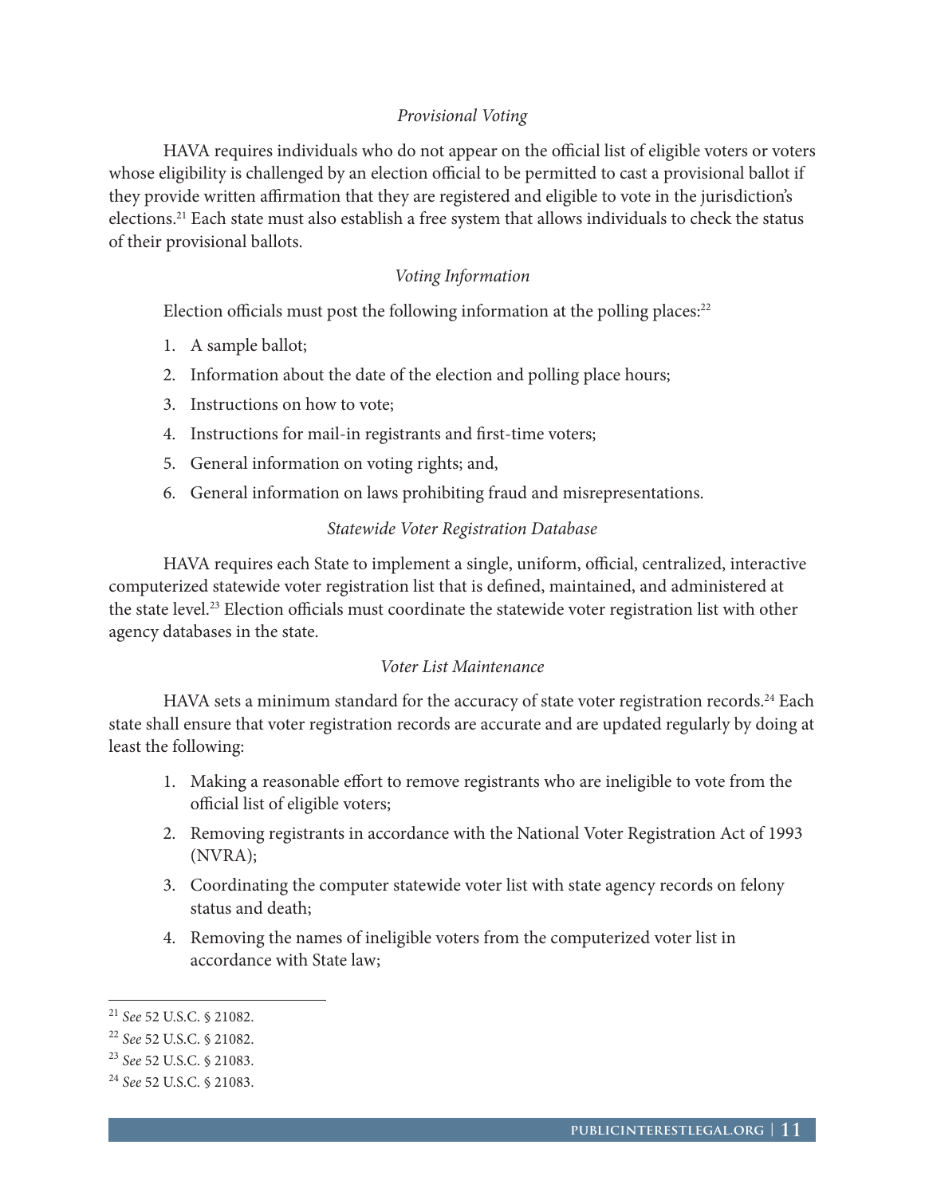*Provisional Voting*

HAVA requires individuals who do not appear on the official list of eligible voters or voters whose eligibility is challenged by an election official to be permitted to cast a provisional ballot if they provide written affirmation that they are registered and eligible to vote in the jurisdiction's elections.[21] Each state must also establish a free system that allows individuals to check the status of their provisional ballots.

*Voting Information*

Election officials must post the following information at the polling places:[22]

1. A sample ballot;
2. Information about the date of the election and polling place hours;
3. Instructions on how to vote;
4. Instructions for mail-in registrants and first-time voters;
5. General information on voting rights; and,
6. General information on laws prohibiting fraud and misrepresentations.

*Statewide Voter Registration Database*

HAVA requires each State to implement a single, uniform, official, centralized, interactive computerized statewide voter registration list that is defined, maintained, and administered at the state level.[23] Election officials must coordinate the statewide voter registration list with other agency databases in the state.

*Voter List Maintenance*

HAVA sets a minimum standard for the accuracy of state voter registration records.[24] Each state shall ensure that voter registration records are accurate and are updated regularly by doing at least the following:

1. Making a reasonable effort to remove registrants who are ineligible to vote from the official list of eligible voters;
2. Removing registrants in accordance with the National Voter Registration Act of 1993 (NVRA);
3. Coordinating the computer statewide voter list with state agency records on felony status and death;
4. Removing the names of ineligible voters from the computerized voter list in accordance with State law;

---

[21] *See* 52 U.S.C. § 21082.

[22] *See* 52 U.S.C. § 21082.

[23] *See* 52 U.S.C. § 21083.

[24] *See* 52 U.S.C. § 21083.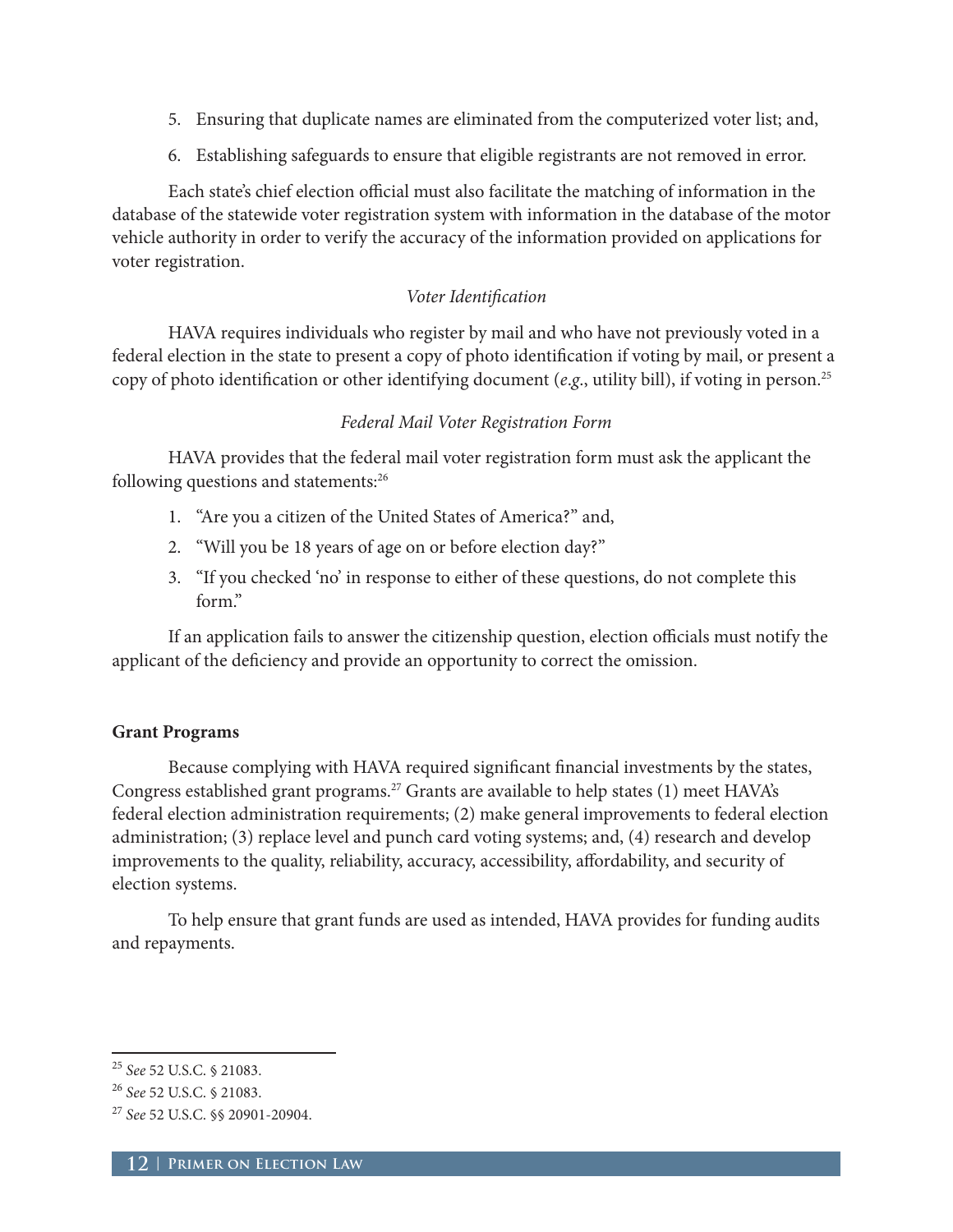5. Ensuring that duplicate names are eliminated from the computerized voter list; and,
6. Establishing safeguards to ensure that eligible registrants are not removed in error.

Each state's chief election official must also facilitate the matching of information in the database of the statewide voter registration system with information in the database of the motor vehicle authority in order to verify the accuracy of the information provided on applications for voter registration.

*Voter Identification*

HAVA requires individuals who register by mail and who have not previously voted in a federal election in the state to present a copy of photo identification if voting by mail, or present a copy of photo identification or other identifying document (*e.g.*, utility bill), if voting in person.[25]

*Federal Mail Voter Registration Form*

HAVA provides that the federal mail voter registration form must ask the applicant the following questions and statements:[26]

1. "Are you a citizen of the United States of America?" and,
2. "Will you be 18 years of age on or before election day?"
3. "If you checked 'no' in response to either of these questions, do not complete this form."

If an application fails to answer the citizenship question, election officials must notify the applicant of the deficiency and provide an opportunity to correct the omission.

**Grant Programs**

Because complying with HAVA required significant financial investments by the states, Congress established grant programs.[27] Grants are available to help states (1) meet HAVA's federal election administration requirements; (2) make general improvements to federal election administration; (3) replace level and punch card voting systems; and, (4) research and develop improvements to the quality, reliability, accuracy, accessibility, affordability, and security of election systems.

To help ensure that grant funds are used as intended, HAVA provides for funding audits and repayments.

---

[25] *See* 52 U.S.C. § 21083.

[26] *See* 52 U.S.C. § 21083.

[27] *See* 52 U.S.C. §§ 20901-20904.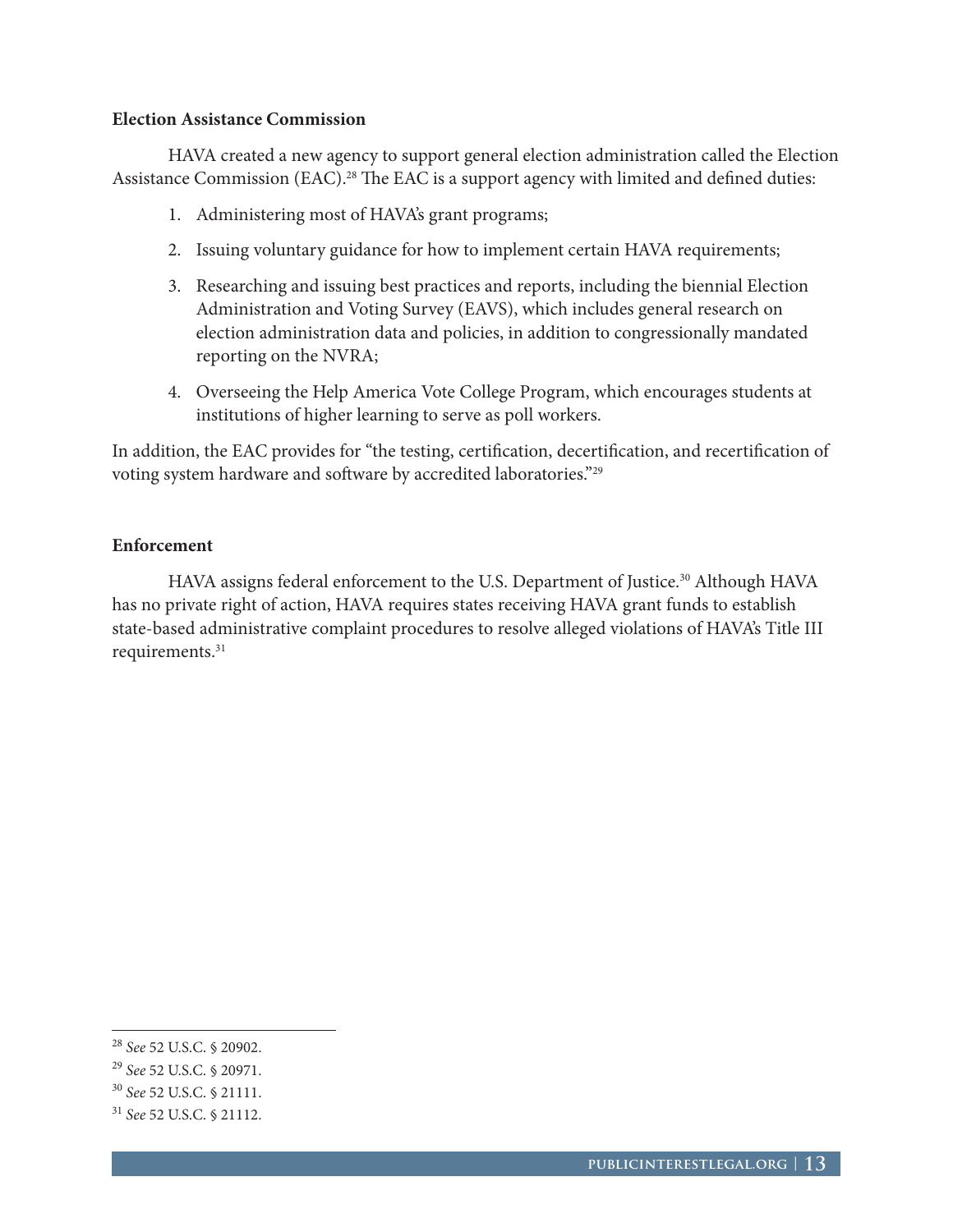**Election Assistance Commission**

HAVA created a new agency to support general election administration called the Election Assistance Commission (EAC).[28] The EAC is a support agency with limited and defined duties:

1. Administering most of HAVA's grant programs;
2. Issuing voluntary guidance for how to implement certain HAVA requirements;
3. Researching and issuing best practices and reports, including the biennial Election Administration and Voting Survey (EAVS), which includes general research on election administration data and policies, in addition to congressionally mandated reporting on the NVRA;
4. Overseeing the Help America Vote College Program, which encourages students at institutions of higher learning to serve as poll workers.

In addition, the EAC provides for "the testing, certification, decertification, and recertification of voting system hardware and software by accredited laboratories."[29]

**Enforcement**

HAVA assigns federal enforcement to the U.S. Department of Justice.[30] Although HAVA has no private right of action, HAVA requires states receiving HAVA grant funds to establish state-based administrative complaint procedures to resolve alleged violations of HAVA's Title III requirements.[31]

---

[28] *See* 52 U.S.C. § 20902.

[29] *See* 52 U.S.C. § 20971.

[30] *See* 52 U.S.C. § 21111.

[31] *See* 52 U.S.C. § 21112.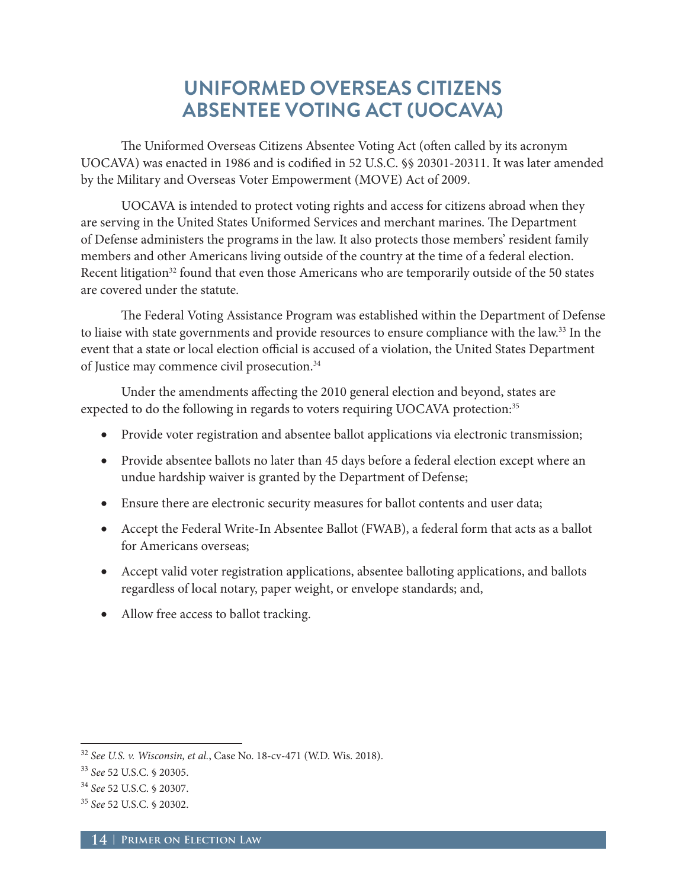# UNIFORMED OVERSEAS CITIZENS ABSENTEE VOTING ACT (UOCAVA)

The Uniformed Overseas Citizens Absentee Voting Act (often called by its acronym UOCAVA) was enacted in 1986 and is codified in 52 U.S.C. §§ 20301-20311. It was later amended by the Military and Overseas Voter Empowerment (MOVE) Act of 2009.

UOCAVA is intended to protect voting rights and access for citizens abroad when they are serving in the United States Uniformed Services and merchant marines. The Department of Defense administers the programs in the law. It also protects those members' resident family members and other Americans living outside of the country at the time of a federal election. Recent litigation[32] found that even those Americans who are temporarily outside of the 50 states are covered under the statute.

The Federal Voting Assistance Program was established within the Department of Defense to liaise with state governments and provide resources to ensure compliance with the law.[33] In the event that a state or local election official is accused of a violation, the United States Department of Justice may commence civil prosecution.[34]

Under the amendments affecting the 2010 general election and beyond, states are expected to do the following in regards to voters requiring UOCAVA protection:[35]

- Provide voter registration and absentee ballot applications via electronic transmission;
- Provide absentee ballots no later than 45 days before a federal election except where an undue hardship waiver is granted by the Department of Defense;
- Ensure there are electronic security measures for ballot contents and user data;
- Accept the Federal Write-In Absentee Ballot (FWAB), a federal form that acts as a ballot for Americans overseas;
- Accept valid voter registration applications, absentee balloting applications, and ballots regardless of local notary, paper weight, or envelope standards; and,
- Allow free access to ballot tracking.

---

[32] *See U.S. v. Wisconsin, et al.*, Case No. 18-cv-471 (W.D. Wis. 2018).

[33] *See* 52 U.S.C. § 20305.

[34] *See* 52 U.S.C. § 20307.

[35] *See* 52 U.S.C. § 20302.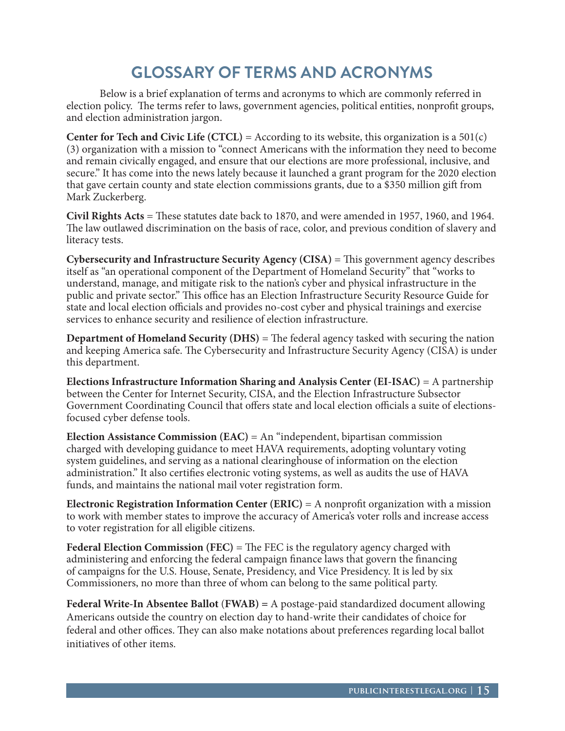# GLOSSARY OF TERMS AND ACRONYMS

Below is a brief explanation of terms and acronyms to which are commonly referred in election policy. The terms refer to laws, government agencies, political entities, nonprofit groups, and election administration jargon.

**Center for Tech and Civic Life (CTCL)** = According to its website, this organization is a 501(c)(3) organization with a mission to "connect Americans with the information they need to become and remain civically engaged, and ensure that our elections are more professional, inclusive, and secure." It has come into the news lately because it launched a grant program for the 2020 election that gave certain county and state election commissions grants, due to a $350 million gift from Mark Zuckerberg.

**Civil Rights Acts** = These statutes date back to 1870, and were amended in 1957, 1960, and 1964. The law outlawed discrimination on the basis of race, color, and previous condition of slavery and literacy tests.

**Cybersecurity and Infrastructure Security Agency (CISA)** = This government agency describes itself as "an operational component of the Department of Homeland Security" that "works to understand, manage, and mitigate risk to the nation's cyber and physical infrastructure in the public and private sector." This office has an Election Infrastructure Security Resource Guide for state and local election officials and provides no-cost cyber and physical trainings and exercise services to enhance security and resilience of election infrastructure.

**Department of Homeland Security (DHS)** = The federal agency tasked with securing the nation and keeping America safe. The Cybersecurity and Infrastructure Security Agency (CISA) is under this department.

**Elections Infrastructure Information Sharing and Analysis Center (EI-ISAC)** = A partnership between the Center for Internet Security, CISA, and the Election Infrastructure Subsector Government Coordinating Council that offers state and local election officials a suite of elections-focused cyber defense tools.

**Election Assistance Commission (EAC)** = An "independent, bipartisan commission charged with developing guidance to meet HAVA requirements, adopting voluntary voting system guidelines, and serving as a national clearinghouse of information on the election administration." It also certifies electronic voting systems, as well as audits the use of HAVA funds, and maintains the national mail voter registration form.

**Electronic Registration Information Center (ERIC)** = A nonprofit organization with a mission to work with member states to improve the accuracy of America's voter rolls and increase access to voter registration for all eligible citizens.

**Federal Election Commission (FEC)** = The FEC is the regulatory agency charged with administering and enforcing the federal campaign finance laws that govern the financing of campaigns for the U.S. House, Senate, Presidency, and Vice Presidency. It is led by six Commissioners, no more than three of whom can belong to the same political party.

**Federal Write-In Absentee Ballot (FWAB) =** A postage-paid standardized document allowing Americans outside the country on election day to hand-write their candidates of choice for federal and other offices. They can also make notations about preferences regarding local ballot initiatives of other items.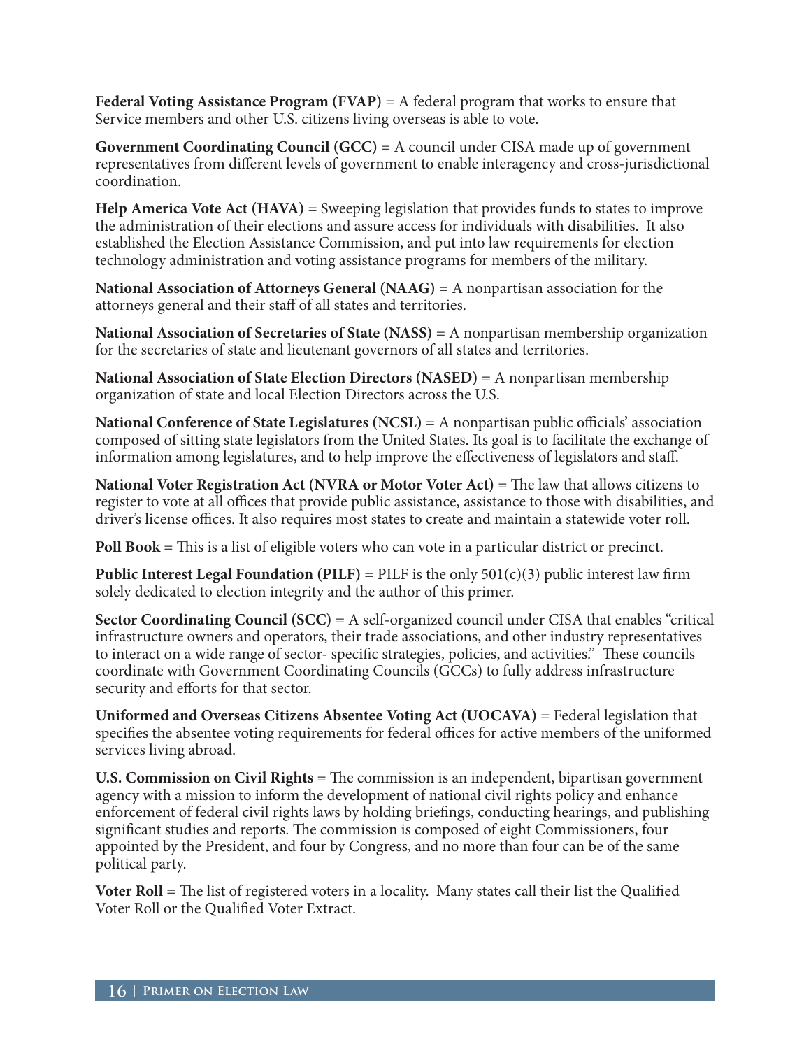**Federal Voting Assistance Program (FVAP)** = A federal program that works to ensure that Service members and other U.S. citizens living overseas is able to vote.

**Government Coordinating Council (GCC)** = A council under CISA made up of government representatives from different levels of government to enable interagency and cross-jurisdictional coordination.

**Help America Vote Act (HAVA)** = Sweeping legislation that provides funds to states to improve the administration of their elections and assure access for individuals with disabilities. It also established the Election Assistance Commission, and put into law requirements for election technology administration and voting assistance programs for members of the military.

**National Association of Attorneys General (NAAG)** = A nonpartisan association for the attorneys general and their staff of all states and territories.

**National Association of Secretaries of State (NASS)** = A nonpartisan membership organization for the secretaries of state and lieutenant governors of all states and territories.

**National Association of State Election Directors (NASED)** = A nonpartisan membership organization of state and local Election Directors across the U.S.

**National Conference of State Legislatures (NCSL)** = A nonpartisan public officials' association composed of sitting state legislators from the United States. Its goal is to facilitate the exchange of information among legislatures, and to help improve the effectiveness of legislators and staff.

**National Voter Registration Act (NVRA or Motor Voter Act)** = The law that allows citizens to register to vote at all offices that provide public assistance, assistance to those with disabilities, and driver's license offices. It also requires most states to create and maintain a statewide voter roll.

**Poll Book** = This is a list of eligible voters who can vote in a particular district or precinct.

**Public Interest Legal Foundation (PILF)** = PILF is the only 501(c)(3) public interest law firm solely dedicated to election integrity and the author of this primer.

**Sector Coordinating Council (SCC)** = A self-organized council under CISA that enables "critical infrastructure owners and operators, their trade associations, and other industry representatives to interact on a wide range of sector- specific strategies, policies, and activities." These councils coordinate with Government Coordinating Councils (GCCs) to fully address infrastructure security and efforts for that sector.

**Uniformed and Overseas Citizens Absentee Voting Act (UOCAVA)** = Federal legislation that specifies the absentee voting requirements for federal offices for active members of the uniformed services living abroad.

**U.S. Commission on Civil Rights** = The commission is an independent, bipartisan government agency with a mission to inform the development of national civil rights policy and enhance enforcement of federal civil rights laws by holding briefings, conducting hearings, and publishing significant studies and reports. The commission is composed of eight Commissioners, four appointed by the President, and four by Congress, and no more than four can be of the same political party.

**Voter Roll** = The list of registered voters in a locality. Many states call their list the Qualified Voter Roll or the Qualified Voter Extract.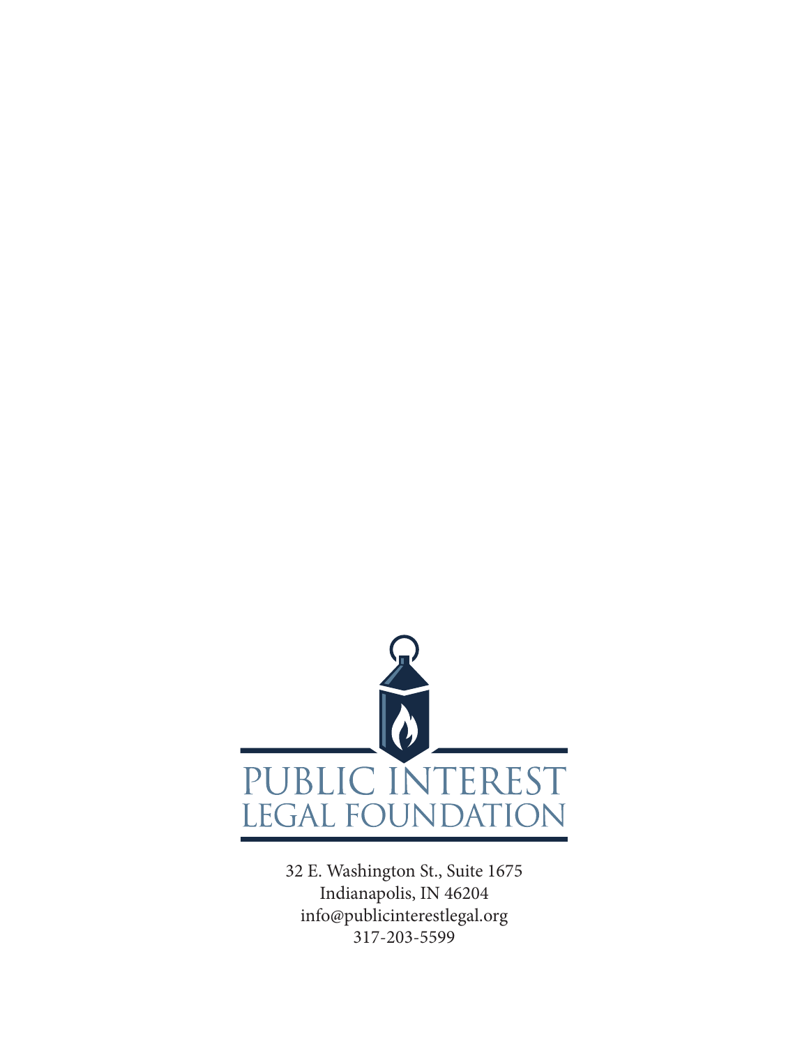PUBLIC INTEREST
LEGAL FOUNDATION

32 E. Washington St., Suite 1675
Indianapolis, IN 46204
info@publicinterestlegal.org
317-203-5599